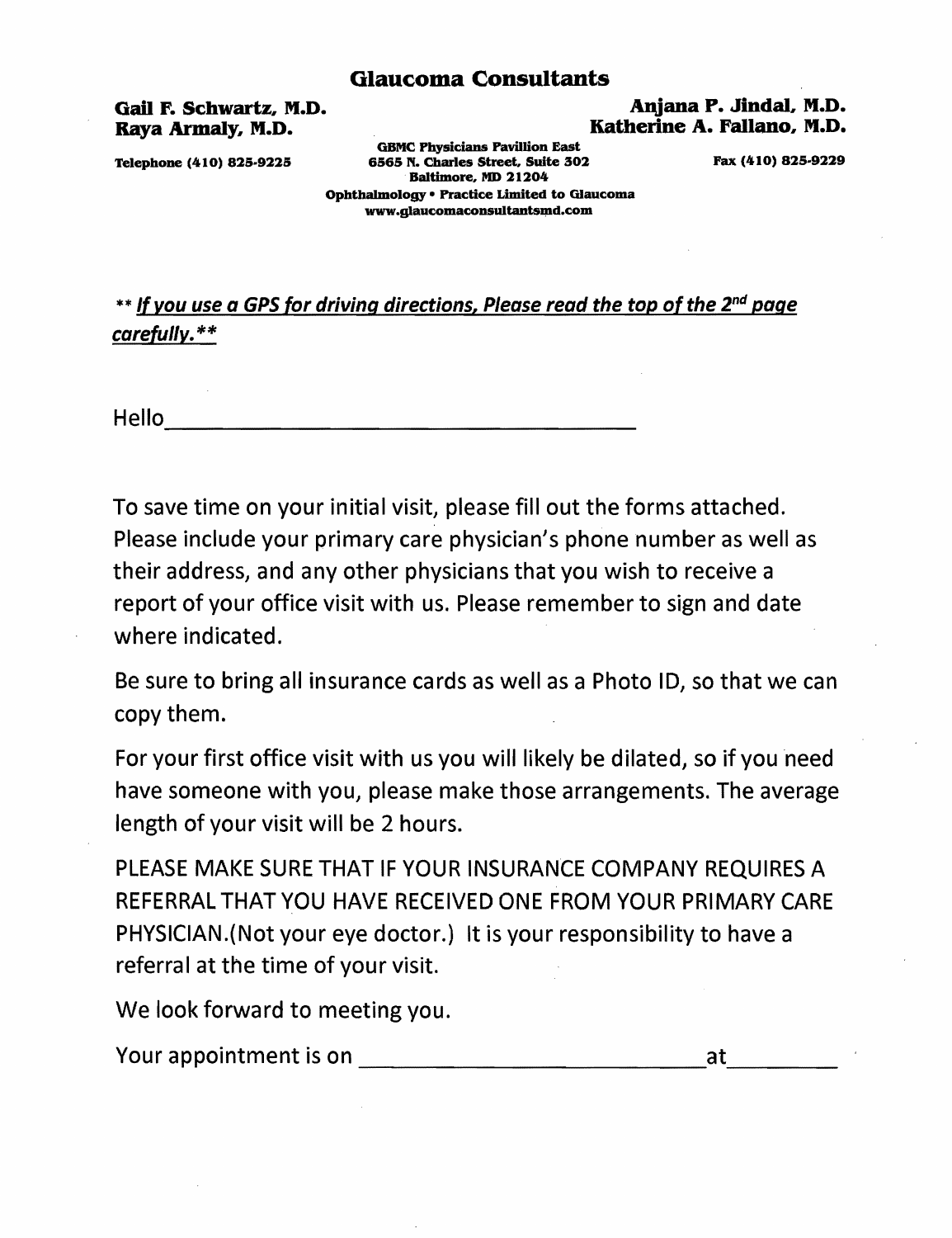# Glaucoma Consultants

**Gail F. Schwartz, M.D.**
**Raya Armaly, M.D.**

**Anjana P. Jindal, M.D.**
**Katherine A. Fallano, M.D.**

**Telephone (410) 825-9225**

**GBMC Physicians Pavillion East**
**6565 N. Charles Street, Suite 302**
**Baltimore, MD 21204**
**Ophthalmology • Practice Limited to Glaucoma**
**www.glaucomaconsultantsmd.com**

**Fax (410) 825-9229**

** ***If you use a GPS for driving directions, Please read the top of the 2nd page carefully.*****

Hello ______________________________________

To save time on your initial visit, please fill out the forms attached. Please include your primary care physician's phone number as well as their address, and any other physicians that you wish to receive a report of your office visit with us. Please remember to sign and date where indicated.

Be sure to bring all insurance cards as well as a Photo ID, so that we can copy them.

For your first office visit with us you will likely be dilated, so if you need have someone with you, please make those arrangements. The average length of your visit will be 2 hours.

PLEASE MAKE SURE THAT IF YOUR INSURANCE COMPANY REQUIRES A REFERRAL THAT YOU HAVE RECEIVED ONE FROM YOUR PRIMARY CARE PHYSICIAN.(Not your eye doctor.) It is your responsibility to have a referral at the time of your visit.

We look forward to meeting you.

Your appointment is on ______________________________ at __________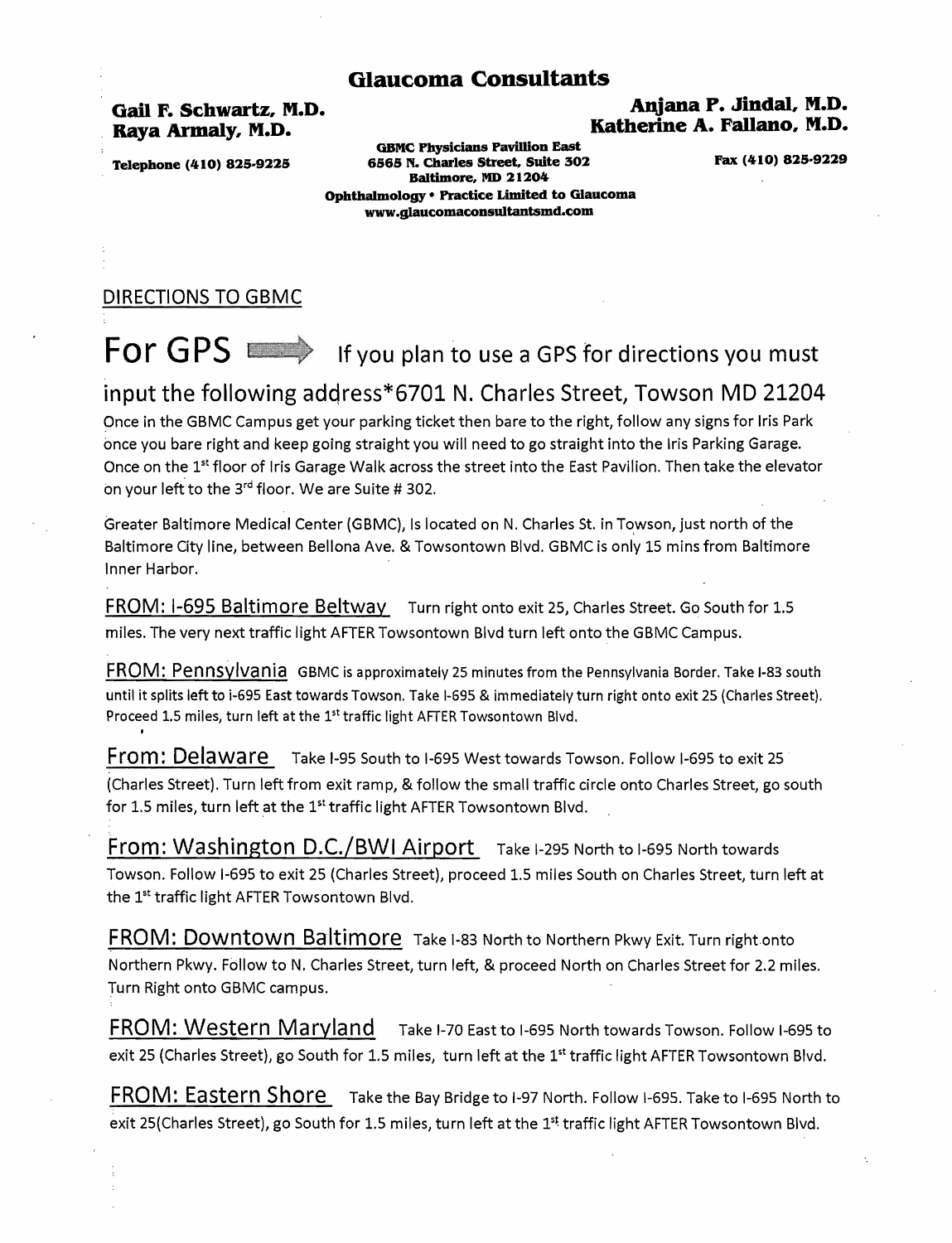# Glaucoma Consultants

**Gail F. Schwartz, M.D.**
**Raya Armaly, M.D.**

**Anjana P. Jindal, M.D.**
**Katherine A. Fallano, M.D.**

**Telephone (410) 825-9225**

**GBMC Physicians Pavillion East**
**6565 N. Charles Street, Suite 302**
**Baltimore, MD 21204**
**Ophthalmology • Practice Limited to Glaucoma**
**www.glaucomaconsultantsmd.com**

**Fax (410) 825-9229**

## DIRECTIONS TO GBMC

**For GPS** ⟹ If you plan to use a GPS for directions you must input the following address*6701 N. Charles Street, Towson MD 21204

Once in the GBMC Campus get your parking ticket then bare to the right, follow any signs for Iris Park once you bare right and keep going straight you will need to go straight into the Iris Parking Garage. Once on the 1st floor of Iris Garage Walk across the street into the East Pavilion. Then take the elevator on your left to the 3rd floor. We are Suite # 302.

Greater Baltimore Medical Center (GBMC), Is located on N. Charles St. in Towson, just north of the Baltimore City line, between Bellona Ave. & Towsontown Blvd. GBMC is only 15 mins from Baltimore Inner Harbor.

**FROM: I-695 Baltimore Beltway** Turn right onto exit 25, Charles Street. Go South for 1.5 miles. The very next traffic light AFTER Towsontown Blvd turn left onto the GBMC Campus.

**FROM: Pennsylvania** GBMC is approximately 25 minutes from the Pennsylvania Border. Take I-83 south until it splits left to i-695 East towards Towson. Take I-695 & immediately turn right onto exit 25 (Charles Street). Proceed 1.5 miles, turn left at the 1st traffic light AFTER Towsontown Blvd.

**From: Delaware** Take I-95 South to I-695 West towards Towson. Follow I-695 to exit 25 (Charles Street). Turn left from exit ramp, & follow the small traffic circle onto Charles Street, go south for 1.5 miles, turn left at the 1st traffic light AFTER Towsontown Blvd.

**From: Washington D.C./BWI Airport** Take I-295 North to I-695 North towards Towson. Follow I-695 to exit 25 (Charles Street), proceed 1.5 miles South on Charles Street, turn left at the 1st traffic light AFTER Towsontown Blvd.

**FROM: Downtown Baltimore** Take I-83 North to Northern Pkwy Exit. Turn right onto Northern Pkwy. Follow to N. Charles Street, turn left, & proceed North on Charles Street for 2.2 miles. Turn Right onto GBMC campus.

**FROM: Western Maryland** Take I-70 East to I-695 North towards Towson. Follow I-695 to exit 25 (Charles Street), go South for 1.5 miles, turn left at the 1st traffic light AFTER Towsontown Blvd.

**FROM: Eastern Shore** Take the Bay Bridge to I-97 North. Follow I-695. Take to I-695 North to exit 25(Charles Street), go South for 1.5 miles, turn left at the 1st traffic light AFTER Towsontown Blvd.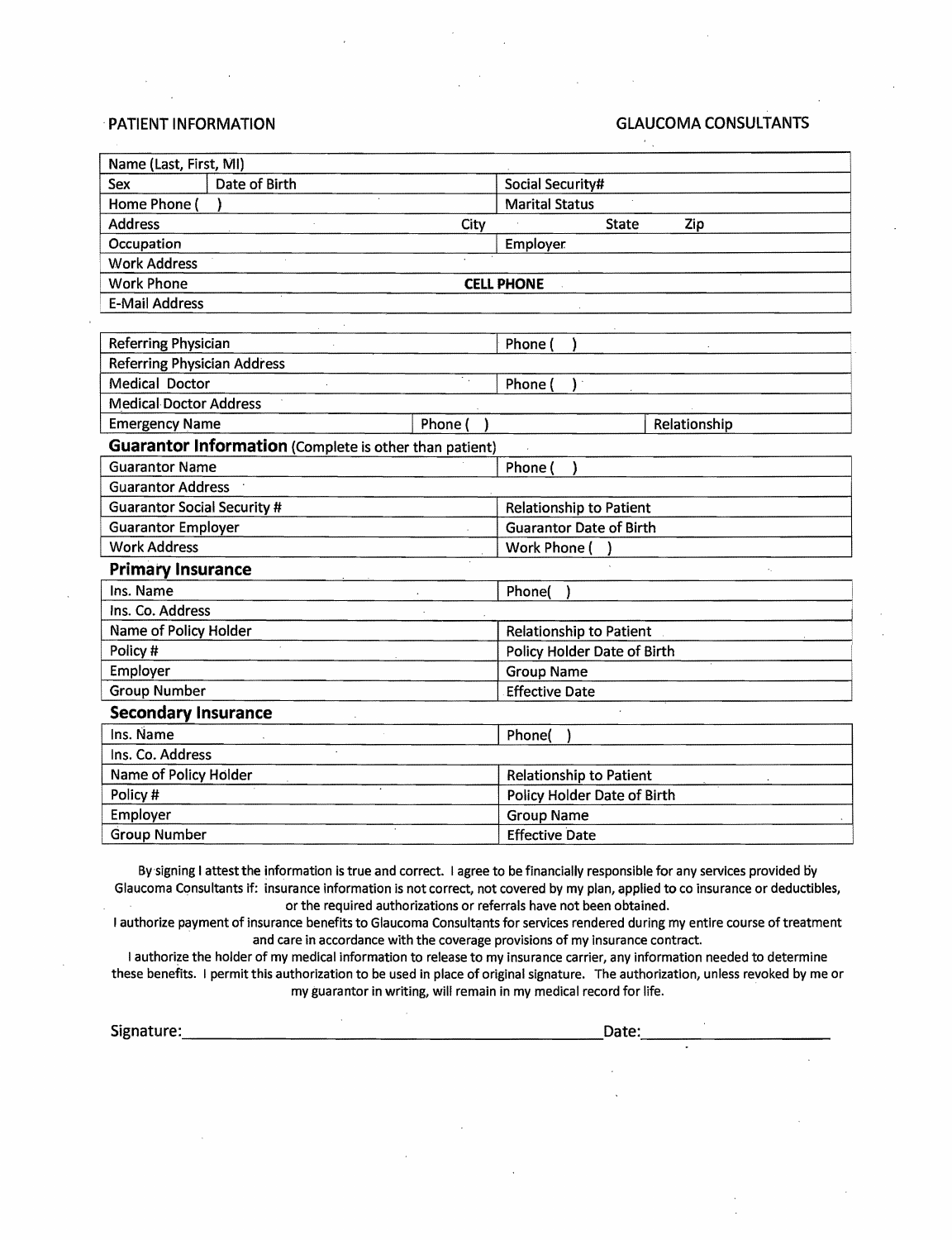PATIENT INFORMATION

GLAUCOMA CONSULTANTS

| Name (Last, First, MI) | | | |
|---|---|---|---|
| Sex | Date of Birth | Social Security# | |
| Home Phone ( ) | | Marital Status | |
| Address | City | State | Zip |
| Occupation | | Employer | |
| Work Address | | | |
| Work Phone | | **CELL PHONE** | |
| E-Mail Address | | | |

| Referring Physician | | Phone ( ) | |
|---|---|---|---|
| Referring Physician Address | | | |
| Medical Doctor | | Phone ( ) | |
| Medical Doctor Address | | | |
| Emergency Name | Phone ( ) | | Relationship |

## Guarantor Information (Complete is other than patient)

| Guarantor Name | Phone ( ) |
|---|---|
| Guarantor Address | |
| Guarantor Social Security # | Relationship to Patient |
| Guarantor Employer | Guarantor Date of Birth |
| Work Address | Work Phone ( ) |

## Primary Insurance

| Ins. Name | Phone( ) |
|---|---|
| Ins. Co. Address | |
| Name of Policy Holder | Relationship to Patient |
| Policy # | Policy Holder Date of Birth |
| Employer | Group Name |
| Group Number | Effective Date |

## Secondary Insurance

| Ins. Name | Phone( ) |
|---|---|
| Ins. Co. Address | |
| Name of Policy Holder | Relationship to Patient |
| Policy # | Policy Holder Date of Birth |
| Employer | Group Name |
| Group Number | Effective Date |

By signing I attest the information is true and correct. I agree to be financially responsible for any services provided by Glaucoma Consultants if: insurance information is not correct, not covered by my plan, applied to co insurance or deductibles, or the required authorizations or referrals have not been obtained.

I authorize payment of insurance benefits to Glaucoma Consultants for services rendered during my entire course of treatment and care in accordance with the coverage provisions of my insurance contract.

I authorize the holder of my medical information to release to my insurance carrier, any information needed to determine these benefits. I permit this authorization to be used in place of original signature. The authorization, unless revoked by me or my guarantor in writing, will remain in my medical record for life.

Signature:______________________________________________ Date:____________________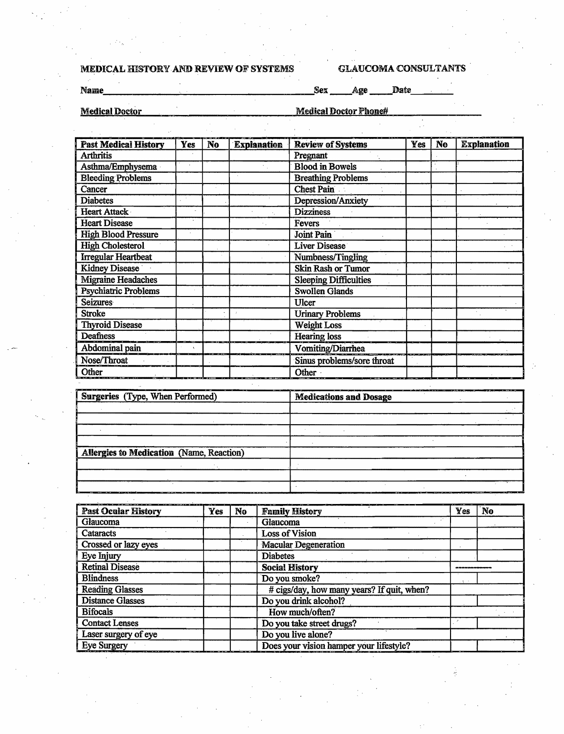MEDICAL HISTORY AND REVIEW OF SYSTEMS GLAUCOMA CONSULTANTS

Name________________________________________ Sex _____ Age _____ Date _________

Medical Doctor ______________________________ Medical Doctor Phone# ________________

| Past Medical History | Yes | No | Explanation | Review of Systems | Yes | No | Explanation |
|---|---|---|---|---|---|---|---|
| Arthritis | | | | Pregnant | | | |
| Asthma/Emphysema | | | | Blood in Bowels | | | |
| Bleeding Problems | | | | Breathing Problems | | | |
| Cancer | | | | Chest Pain | | | |
| Diabetes | | | | Depression/Anxiety | | | |
| Heart Attack | | | | Dizziness | | | |
| Heart Disease | | | | Fevers | | | |
| High Blood Pressure | | | | Joint Pain | | | |
| High Cholesterol | | | | Liver Disease | | | |
| Irregular Heartbeat | | | | Numbness/Tingling | | | |
| Kidney Disease | | | | Skin Rash or Tumor | | | |
| Migraine Headaches | | | | Sleeping Difficulties | | | |
| Psychiatric Problems | | | | Swollen Glands | | | |
| Seizures | | | | Ulcer | | | |
| Stroke | | | | Urinary Problems | | | |
| Thyroid Disease | | | | Weight Loss | | | |
| Deafness | | | | Hearing loss | | | |
| Abdominal pain | | | | Vomiting/Diarrhea | | | |
| Nose/Throat | | | | Sinus problems/sore throat | | | |
| Other | | | | Other | | | |

| Surgeries (Type, When Performed) | Medications and Dosage |
|---|---|
| | |
| | |
| | |
| | |
| **Allergies to Medication** (Name, Reaction) | |
| | |
| | |
| | |

| Past Ocular History | Yes | No | Family History | Yes | No |
|---|---|---|---|---|---|
| Glaucoma | | | Glaucoma | | |
| Cataracts | | | Loss of Vision | | |
| Crossed or lazy eyes | | | Macular Degeneration | | |
| Eye Injury | | | Diabetes | | |
| Retinal Disease | | | **Social History** | ------------ | |
| Blindness | | | Do you smoke? | | |
| Reading Glasses | | | # cigs/day, how many years? If quit, when? | | |
| Distance Glasses | | | Do you drink alcohol? | | |
| Bifocals | | | How much/often? | | |
| Contact Lenses | | | Do you take street drugs? | | |
| Laser surgery of eye | | | Do you live alone? | | |
| Eye Surgery | | | Does your vision hamper your lifestyle? | | |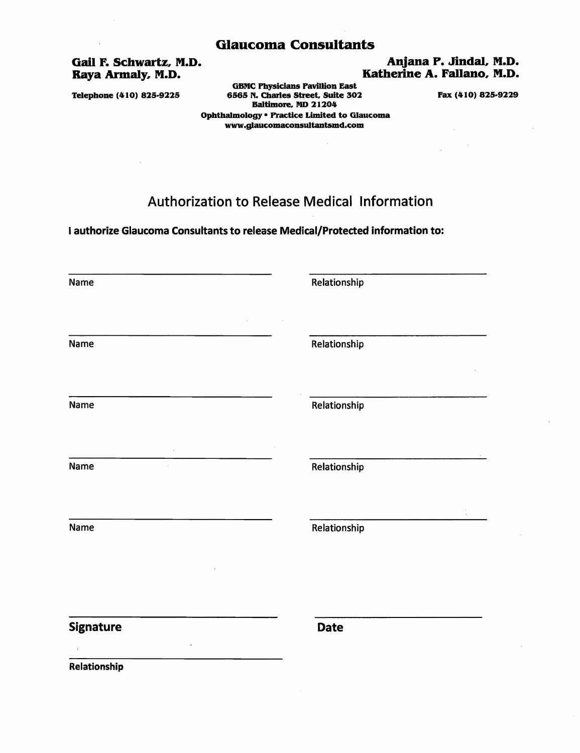# Glaucoma Consultants

**Gail F. Schwartz, M.D.**
**Raya Armaly, M.D.**

**Anjana P. Jindal, M.D.**
**Katherine A. Fallano, M.D.**

**Telephone (410) 825-9225**

**GBMC Physicians Pavillion East**
**6565 N. Charles Street, Suite 302**
**Baltimore, MD 21204**
**Ophthalmology • Practice Limited to Glaucoma**
**www.glaucomaconsultantsmd.com**

**Fax (410) 825-9229**

## Authorization to Release Medical Information

**I authorize Glaucoma Consultants to release Medical/Protected information to:**

| Name | Relationship |
|---|---|
| ______________________________ | ______________________________ |
| ______________________________ | ______________________________ |
| ______________________________ | ______________________________ |
| ______________________________ | ______________________________ |
| ______________________________ | ______________________________ |

______________________________
**Signature**

______________________________
**Date**

______________________________
**Relationship**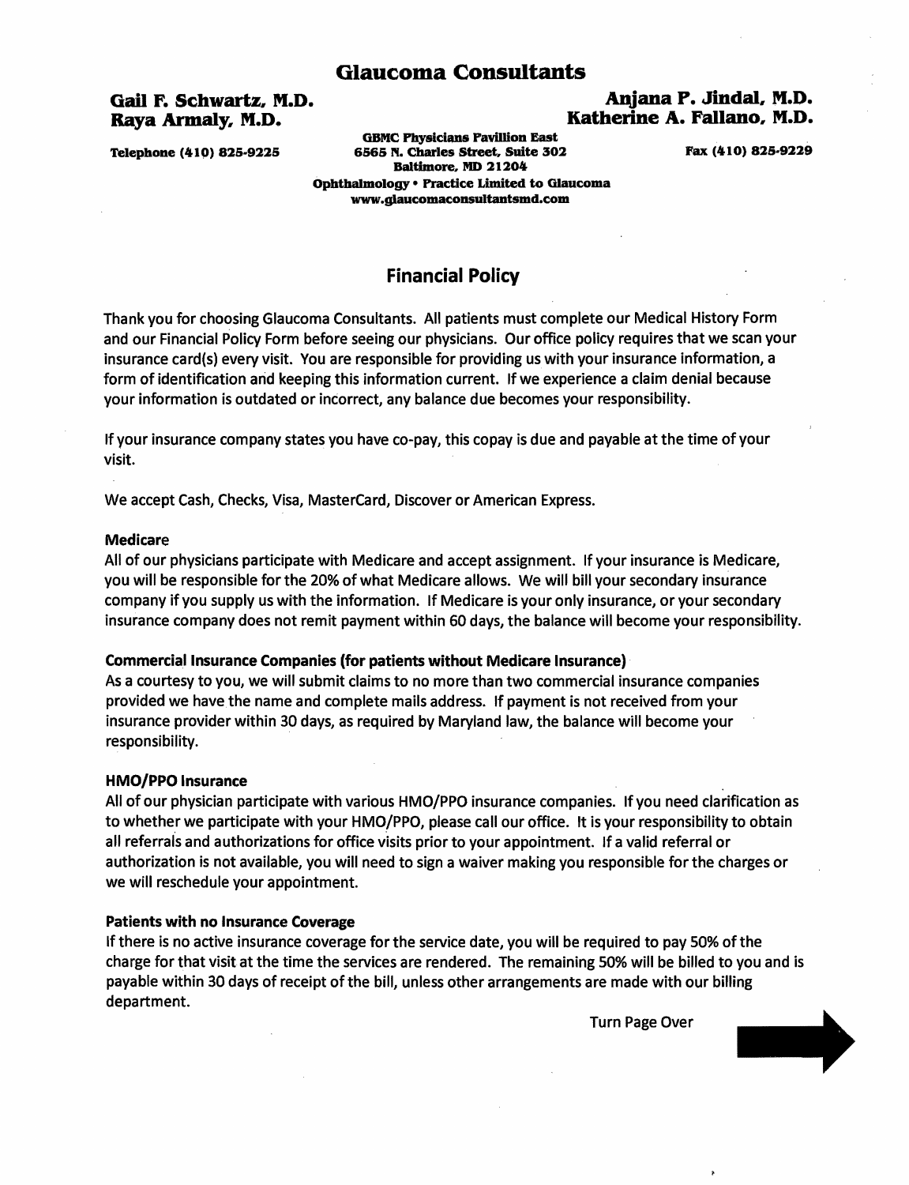# Glaucoma Consultants

**Gail F. Schwartz, M.D.**
**Raya Armaly, M.D.**

**Anjana P. Jindal, M.D.**
**Katherine A. Fallano, M.D.**

**Telephone (410) 825-9225**

**GBMC Physicians Pavillion East**
**6565 N. Charles Street, Suite 302**
**Baltimore, MD 21204**
**Ophthalmology • Practice Limited to Glaucoma**
**www.glaucomaconsultantsmd.com**

**Fax (410) 825-9229**

## Financial Policy

Thank you for choosing Glaucoma Consultants. All patients must complete our Medical History Form and our Financial Policy Form before seeing our physicians. Our office policy requires that we scan your insurance card(s) every visit. You are responsible for providing us with your insurance information, a form of identification and keeping this information current. If we experience a claim denial because your information is outdated or incorrect, any balance due becomes your responsibility.

If your insurance company states you have co-pay, this copay is due and payable at the time of your visit.

We accept Cash, Checks, Visa, MasterCard, Discover or American Express.

**Medicare**

All of our physicians participate with Medicare and accept assignment. If your insurance is Medicare, you will be responsible for the 20% of what Medicare allows. We will bill your secondary insurance company if you supply us with the information. If Medicare is your only insurance, or your secondary insurance company does not remit payment within 60 days, the balance will become your responsibility.

**Commercial Insurance Companies (for patients without Medicare Insurance)**

As a courtesy to you, we will submit claims to no more than two commercial insurance companies provided we have the name and complete mails address. If payment is not received from your insurance provider within 30 days, as required by Maryland law, the balance will become your responsibility.

**HMO/PPO Insurance**

All of our physician participate with various HMO/PPO insurance companies. If you need clarification as to whether we participate with your HMO/PPO, please call our office. It is your responsibility to obtain all referrals and authorizations for office visits prior to your appointment. If a valid referral or authorization is not available, you will need to sign a waiver making you responsible for the charges or we will reschedule your appointment.

**Patients with no Insurance Coverage**

If there is no active insurance coverage for the service date, you will be required to pay 50% of the charge for that visit at the time the services are rendered. The remaining 50% will be billed to you and is payable within 30 days of receipt of the bill, unless other arrangements are made with our billing department.

Turn Page Over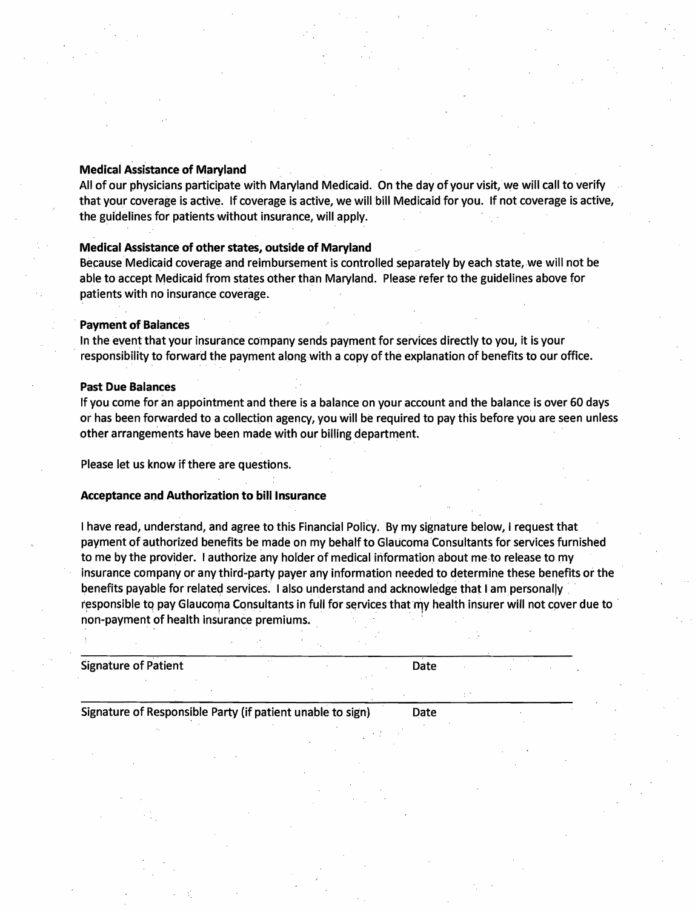**Medical Assistance of Maryland**

All of our physicians participate with Maryland Medicaid. On the day of your visit, we will call to verify that your coverage is active. If coverage is active, we will bill Medicaid for you. If not coverage is active, the guidelines for patients without insurance, will apply.

**Medical Assistance of other states, outside of Maryland**

Because Medicaid coverage and reimbursement is controlled separately by each state, we will not be able to accept Medicaid from states other than Maryland. Please refer to the guidelines above for patients with no insurance coverage.

**Payment of Balances**

In the event that your insurance company sends payment for services directly to you, it is your responsibility to forward the payment along with a copy of the explanation of benefits to our office.

**Past Due Balances**

If you come for an appointment and there is a balance on your account and the balance is over 60 days or has been forwarded to a collection agency, you will be required to pay this before you are seen unless other arrangements have been made with our billing department.

Please let us know if there are questions.

**Acceptance and Authorization to bill Insurance**

I have read, understand, and agree to this Financial Policy. By my signature below, I request that payment of authorized benefits be made on my behalf to Glaucoma Consultants for services furnished to me by the provider. I authorize any holder of medical information about me to release to my insurance company or any third-party payer any information needed to determine these benefits or the benefits payable for related services. I also understand and acknowledge that I am personally responsible to pay Glaucoma Consultants in full for services that my health insurer will not cover due to non-payment of health insurance premiums.

______________________________________________________________

Signature of Patient Date

______________________________________________________________

Signature of Responsible Party (if patient unable to sign) Date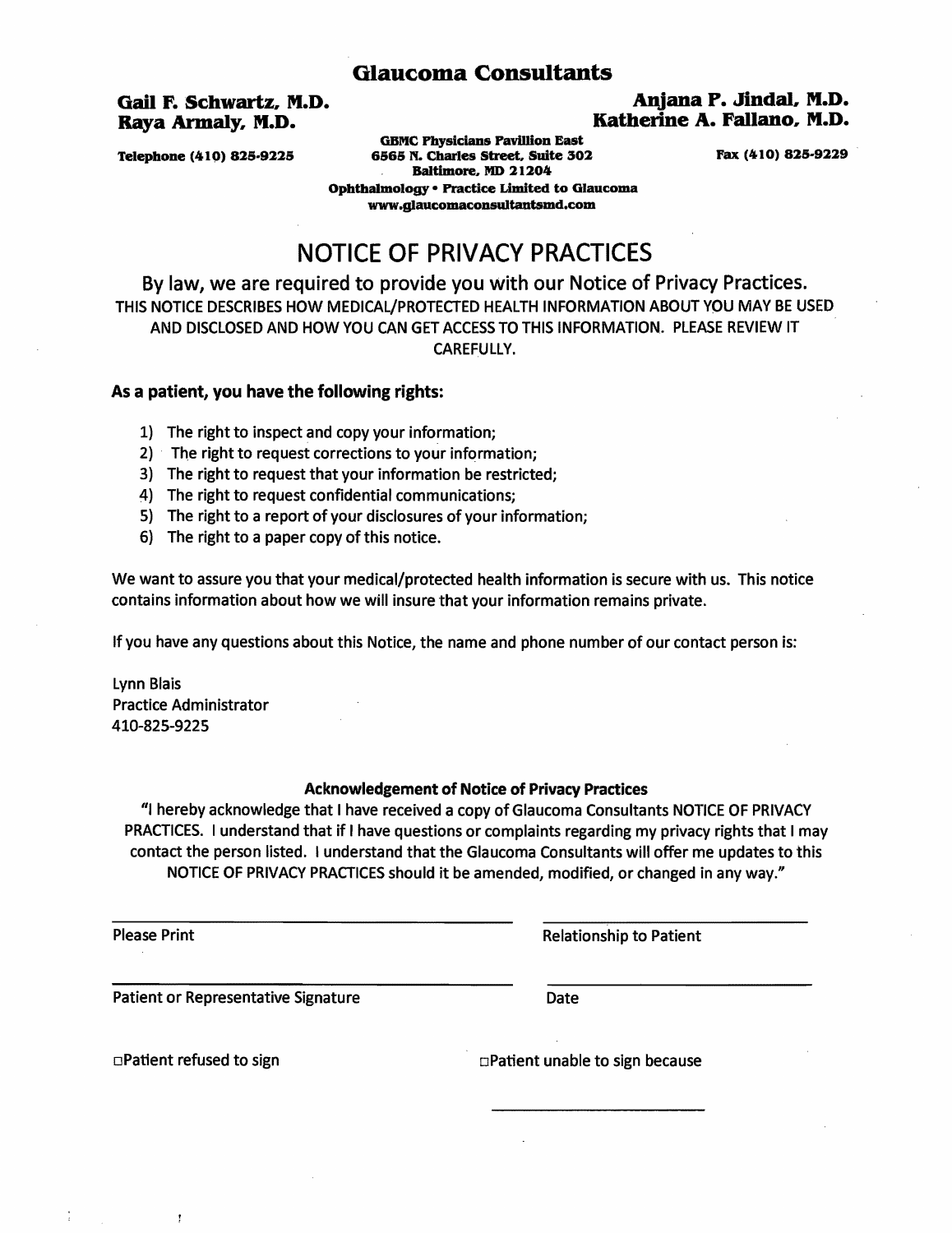# Glaucoma Consultants

**Gail F. Schwartz, M.D.**
**Raya Armaly, M.D.**

**Anjana P. Jindal, M.D.**
**Katherine A. Fallano, M.D.**

**Telephone (410) 825-9225**

**GBMC Physicians Pavillion East**
**6565 N. Charles Street, Suite 302**
**Baltimore, MD 21204**
**Ophthalmology • Practice Limited to Glaucoma**
**www.glaucomaconsultantsmd.com**

**Fax (410) 825-9229**

## NOTICE OF PRIVACY PRACTICES

### By law, we are required to provide you with our Notice of Privacy Practices.

THIS NOTICE DESCRIBES HOW MEDICAL/PROTECTED HEALTH INFORMATION ABOUT YOU MAY BE USED AND DISCLOSED AND HOW YOU CAN GET ACCESS TO THIS INFORMATION. PLEASE REVIEW IT CAREFULLY.

**As a patient, you have the following rights:**

1) The right to inspect and copy your information;
2) The right to request corrections to your information;
3) The right to request that your information be restricted;
4) The right to request confidential communications;
5) The right to a report of your disclosures of your information;
6) The right to a paper copy of this notice.

We want to assure you that your medical/protected health information is secure with us. This notice contains information about how we will insure that your information remains private.

If you have any questions about this Notice, the name and phone number of our contact person is:

Lynn Blais
Practice Administrator
410-825-9225

**Acknowledgement of Notice of Privacy Practices**

"I hereby acknowledge that I have received a copy of Glaucoma Consultants NOTICE OF PRIVACY PRACTICES. I understand that if I have questions or complaints regarding my privacy rights that I may contact the person listed. I understand that the Glaucoma Consultants will offer me updates to this NOTICE OF PRIVACY PRACTICES should it be amended, modified, or changed in any way."

\_\_\_\_\_\_\_\_\_\_\_\_\_\_\_\_\_\_\_\_\_\_\_\_\_\_\_\_\_\_ \_\_\_\_\_\_\_\_\_\_\_\_\_\_\_\_\_\_\_\_\_\_\_\_
Please Print Relationship to Patient

\_\_\_\_\_\_\_\_\_\_\_\_\_\_\_\_\_\_\_\_\_\_\_\_\_\_\_\_\_\_ \_\_\_\_\_\_\_\_\_\_\_\_\_\_\_\_\_\_\_\_\_\_\_\_
Patient or Representative Signature Date

□Patient refused to sign

□Patient unable to sign because \_\_\_\_\_\_\_\_\_\_\_\_\_\_\_\_\_\_\_\_\_\_\_\_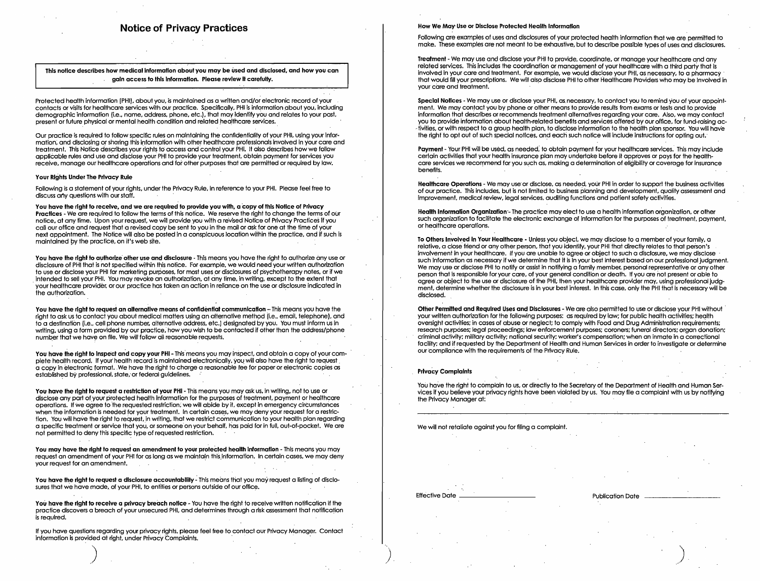# Notice of Privacy Practices

**This notice describes how medical information about you may be used and disclosed, and how you can gain access to this information. Please review it carefully.**

Protected health information (PHI), about you, is maintained as a written and/or electronic record of your contacts or visits for healthcare services with our practice. Specifically, PHI is information about you, including demographic information (i.e., name, address, phone, etc.), that may identify you and relates to your past, present or future physical or mental health condition and related healthcare services.

Our practice is required to follow specific rules on maintaining the confidentiality of your PHI, using your information, and disclosing or sharing this information with other healthcare professionals involved in your care and treatment. This Notice describes your rights to access and control your PHI. It also describes how we follow applicable rules and use and disclose your PHI to provide your treatment, obtain payment for services you receive, manage our healthcare operations and for other purposes that are permitted or required by law.

### Your Rights Under The Privacy Rule

Following is a statement of your rights, under the Privacy Rule, in reference to your PHI. Please feel free to discuss any questions with our staff.

**You have the right to receive, and we are required to provide you with, a copy of this Notice of Privacy Practices** - We are required to follow the terms of this notice. We reserve the right to change the terms of our notice, at any time. Upon your request, we will provide you with a revised Notice of Privacy Practices if you call our office and request that a revised copy be sent to you in the mail or ask for one at the time of your next appointment. The Notice will also be posted in a conspicuous location within the practice, and if such is maintained by the practice, on it's web site.

**You have the right to authorize other use and disclosure** - This means you have the right to authorize any use or disclosure of PHI that is not specified within this notice. For example, we would need your written authorization to use or disclose your PHI for marketing purposes, for most uses or disclosures of psychotherapy notes, or if we intended to sell your PHI. You may revoke an authorization, at any time, in writing, except to the extent that your healthcare provider, or our practice has taken an action in reliance on the use or disclosure indicated in the authorization.

**You have the right to request an alternative means of confidential communication** – This means you have the right to ask us to contact you about medical matters using an alternative method (i.e., email, telephone), and to a destination (i.e., cell phone number, alternative address, etc.) designated by you. You must inform us in writing, using a form provided by our practice, how you wish to be contacted if other than the address/phone number that we have on file. We will follow all reasonable requests.

**You have the right to inspect and copy your PHI** - This means you may inspect, and obtain a copy of your complete health record. If your health record is maintained electronically, you will also have the right to request a copy in electronic format. We have the right to charge a reasonable fee for paper or electronic copies as established by professional, state, or federal guidelines.

**You have the right to request a restriction of your PHI** - This means you may ask us, in writing, not to use or disclose any part of your protected health information for the purposes of treatment, payment or healthcare operations. If we agree to the requested restriction, we will abide by it, except in emergency circumstances when the information is needed for your treatment. In certain cases, we may deny your request for a restriction. You will have the right to request, in writing, that we restrict communication to your health plan regarding a specific treatment or service that you, or someone on your behalf, has paid for in full, out-of-pocket. We are not permitted to deny this specific type of requested restriction.

**You may have the right to request an amendment to your protected health information** - This means you may request an amendment of your PHI for as long as we maintain this information. In certain cases, we may deny your request for an amendment.

**You have the right to request a disclosure accountability** - This means that you may request a listing of disclosures that we have made, of your PHI, to entities or persons outside of our office.

**You have the right to receive a privacy breach notice** - You have the right to receive written notification if the practice discovers a breach of your unsecured PHI, and determines through a risk assessment that notification is required.

If you have questions regarding your privacy rights, please feel free to contact our Privacy Manager. Contact information is provided at right, under Privacy Complaints.

### How We May Use or Disclose Protected Health Information

Following are examples of uses and disclosures of your protected health information that we are permitted to make. These examples are not meant to be exhaustive, but to describe possible types of uses and disclosures.

**Treatment** - We may use and disclose your PHI to provide, coordinate, or manage your healthcare and any related services. This includes the coordination or management of your healthcare with a third party that is involved in your care and treatment. For example, we would disclose your PHI, as necessary, to a pharmacy that would fill your prescriptions. We will also disclose PHI to other Healthcare Providers who may be involved in your care and treatment.

**Special Notices** - We may use or disclose your PHI, as necessary, to contact you to remind you of your appointment. We may contact you by phone or other means to provide results from exams or tests and to provide information that describes or recommends treatment alternatives regarding your care. Also, we may contact you to provide information about health-related benefits and services offered by our office, for fund-raising activities, or with respect to a group health plan, to disclose information to the health plan sponsor. You will have the right to opt out of such special notices, and each such notice will include instructions for opting out.

**Payment** - Your PHI will be used, as needed, to obtain payment for your healthcare services. This may include certain activities that your health insurance plan may undertake before it approves or pays for the healthcare services we recommend for you such as, making a determination of eligibility or coverage for insurance benefits.

**Healthcare Operations** - We may use or disclose, as needed, your PHI in order to support the business activities of our practice. This includes, but is not limited to business planning and development, quality assessment and improvement, medical review, legal services, auditing functions and patient safety activities.

**Health Information Organization** - The practice may elect to use a health information organization, or other such organization to facilitate the electronic exchange of information for the purposes of treatment, payment, or healthcare operations.

**To Others Involved in Your Healthcare** - Unless you object, we may disclose to a member of your family, a relative, a close friend or any other person, that you identify, your PHI that directly relates to that person's involvement in your healthcare. If you are unable to agree or object to such a disclosure, we may disclose such information as necessary if we determine that it is in your best interest based on our professional judgment. We may use or disclose PHI to notify or assist in notifying a family member, personal representative or any other person that is responsible for your care, of your general condition or death. If you are not present or able to agree or object to the use or disclosure of the PHI, then your healthcare provider may, using professional judgment, determine whether the disclosure is in your best interest. In this case, only the PHI that is necessary will be disclosed.

**Other Permitted and Required Uses and Disclosures** - We are also permitted to use or disclose your PHI without your written authorization for the following purposes: as required by law; for public health activities; health oversight activities; in cases of abuse or neglect; to comply with Food and Drug Administration requirements; research purposes; legal proceedings; law enforcement purposes; coroners; funeral directors; organ donation; criminal activity; military activity; national security; worker's compensation; when an inmate in a correctional facility; and if requested by the Department of Health and Human Services in order to investigate or determine our compliance with the requirements of the Privacy Rule.

### Privacy Complaints

You have the right to complain to us, or directly to the Secretary of the Department of Health and Human Services if you believe your privacy rights have been violated by us. You may file a complaint with us by notifying the Privacy Manager at:

_______________________________________________

We will not retaliate against you for filing a complaint.

Effective Date ____________________  Publication Date ____________________